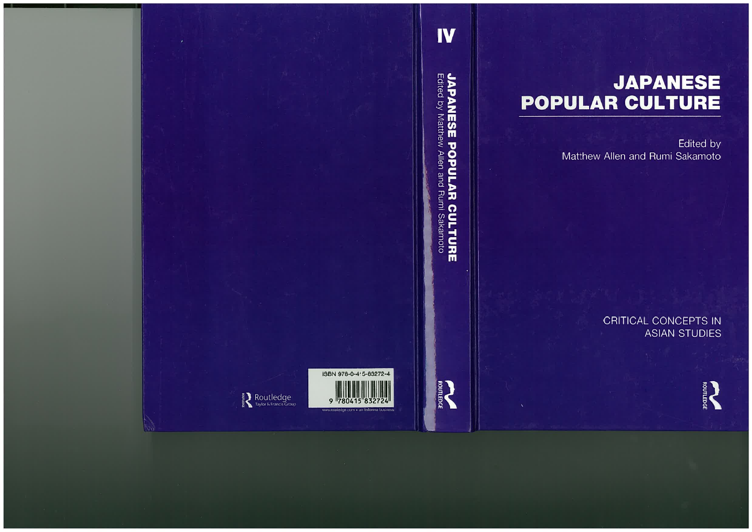# JAPANESE POPULAR CULTURE

Edited by
Matthew Allen and Rumi Sakamoto

CRITICAL CONCEPTS IN ASIAN STUDIES

Routledge

IV

JAPANESE POPULAR CULTURE
Edited by Matthew Allen and Rumi Sakamoto

ROUTLEDGE

ISBN 978-0-415-83272-4

9 780415 832724

www.routledge.com • an informa business

Routledge
Taylor & Francis Group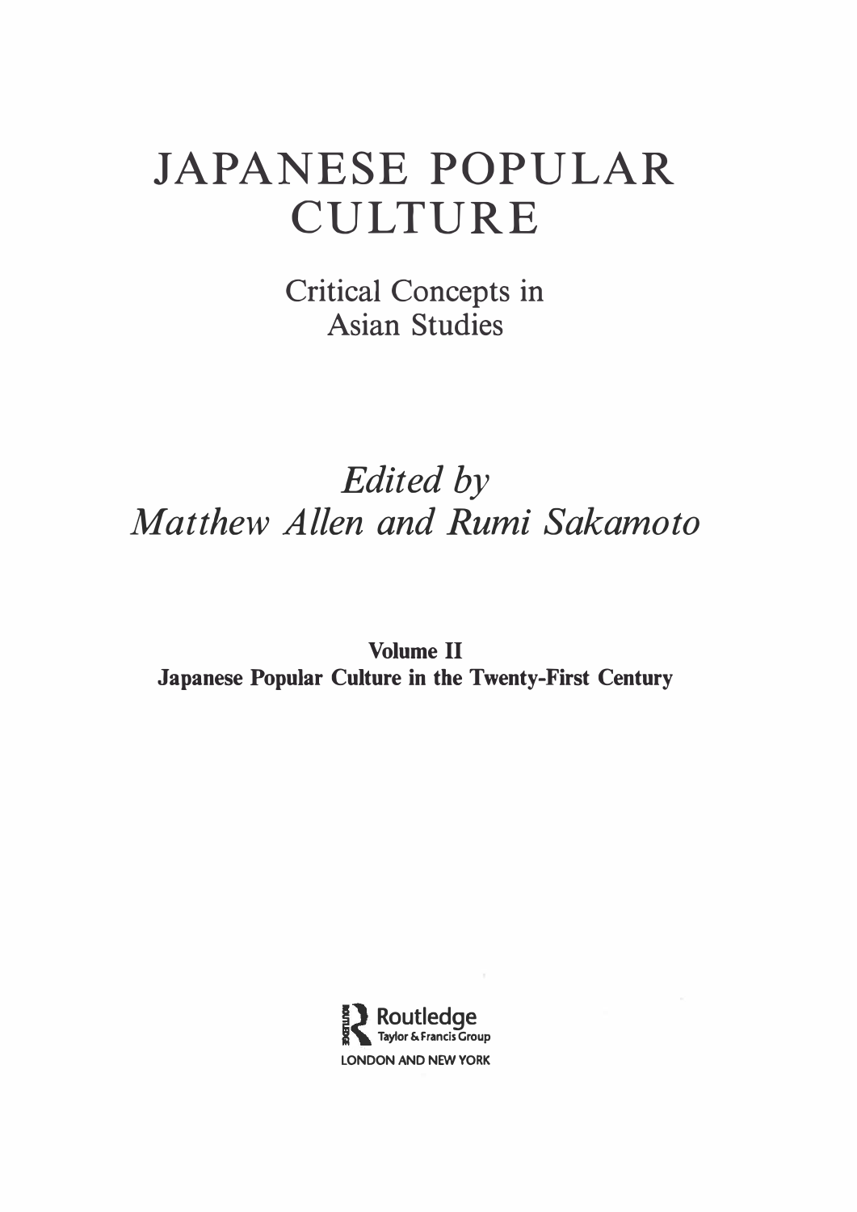# JAPANESE POPULAR CULTURE

## Critical Concepts in Asian Studies

*Edited by*
*Matthew Allen and Rumi Sakamoto*

**Volume II**
**Japanese Popular Culture in the Twenty-First Century**

Routledge
Taylor & Francis Group
LONDON AND NEW YORK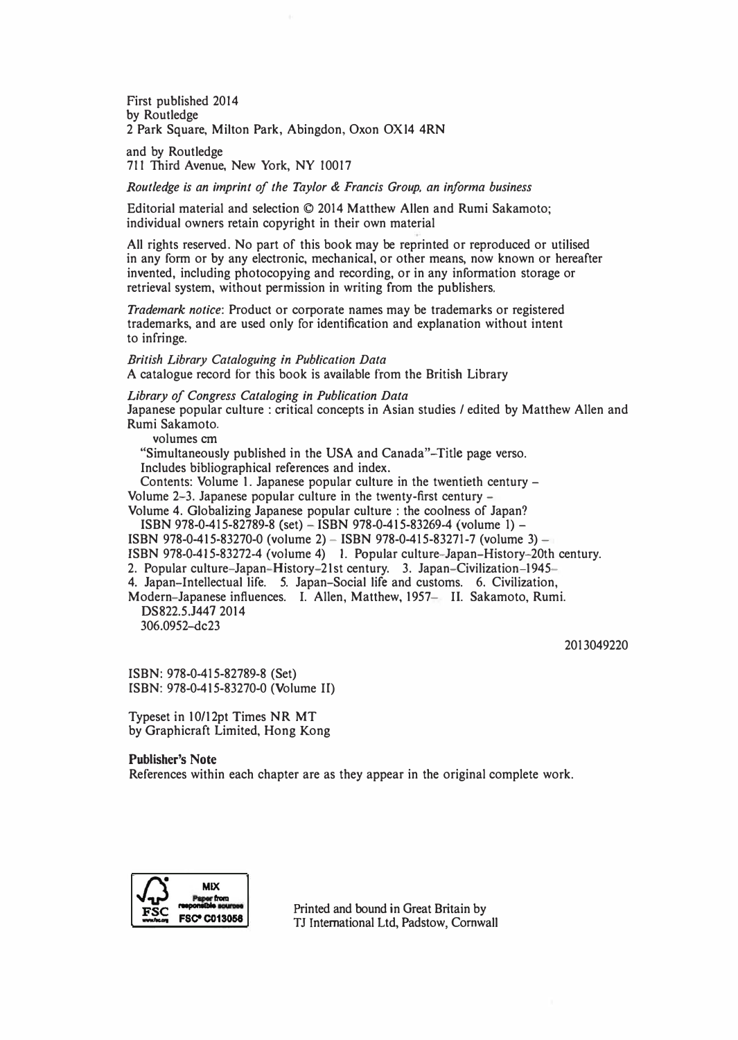First published 2014
by Routledge
2 Park Square, Milton Park, Abingdon, Oxon OX14 4RN

and by Routledge
711 Third Avenue, New York, NY 10017

*Routledge is an imprint of the Taylor & Francis Group, an informa business*

Editorial material and selection © 2014 Matthew Allen and Rumi Sakamoto; individual owners retain copyright in their own material

All rights reserved. No part of this book may be reprinted or reproduced or utilised in any form or by any electronic, mechanical, or other means, now known or hereafter invented, including photocopying and recording, or in any information storage or retrieval system, without permission in writing from the publishers.

*Trademark notice*: Product or corporate names may be trademarks or registered trademarks, and are used only for identification and explanation without intent to infringe.

*British Library Cataloguing in Publication Data*
A catalogue record for this book is available from the British Library

*Library of Congress Cataloging in Publication Data*
Japanese popular culture : critical concepts in Asian studies / edited by Matthew Allen and Rumi Sakamoto.
volumes cm
"Simultaneously published in the USA and Canada"–Title page verso.
Includes bibliographical references and index.
Contents: Volume 1. Japanese popular culture in the twentieth century – Volume 2–3. Japanese popular culture in the twenty-first century – Volume 4. Globalizing Japanese popular culture : the coolness of Japan?
ISBN 978-0-415-82789-8 (set) – ISBN 978-0-415-83269-4 (volume 1) – ISBN 978-0-415-83270-0 (volume 2) – ISBN 978-0-415-83271-7 (volume 3) – ISBN 978-0-415-83272-4 (volume 4) 1. Popular culture–Japan–History–20th century. 2. Popular culture–Japan–History–21st century. 3. Japan–Civilization–1945– 4. Japan–Intellectual life. 5. Japan–Social life and customs. 6. Civilization, Modern–Japanese influences. I. Allen, Matthew, 1957– II. Sakamoto, Rumi.
DS822.5.J447 2014
306.0952–dc23

2013049220

ISBN: 978-0-415-82789-8 (Set)
ISBN: 978-0-415-83270-0 (Volume II)

Typeset in 10/12pt Times NR MT
by Graphicraft Limited, Hong Kong

**Publisher's Note**
References within each chapter are as they appear in the original complete work.

MIX
Paper from responsible sources
FSC® C013056

Printed and bound in Great Britain by
TJ International Ltd, Padstow, Cornwall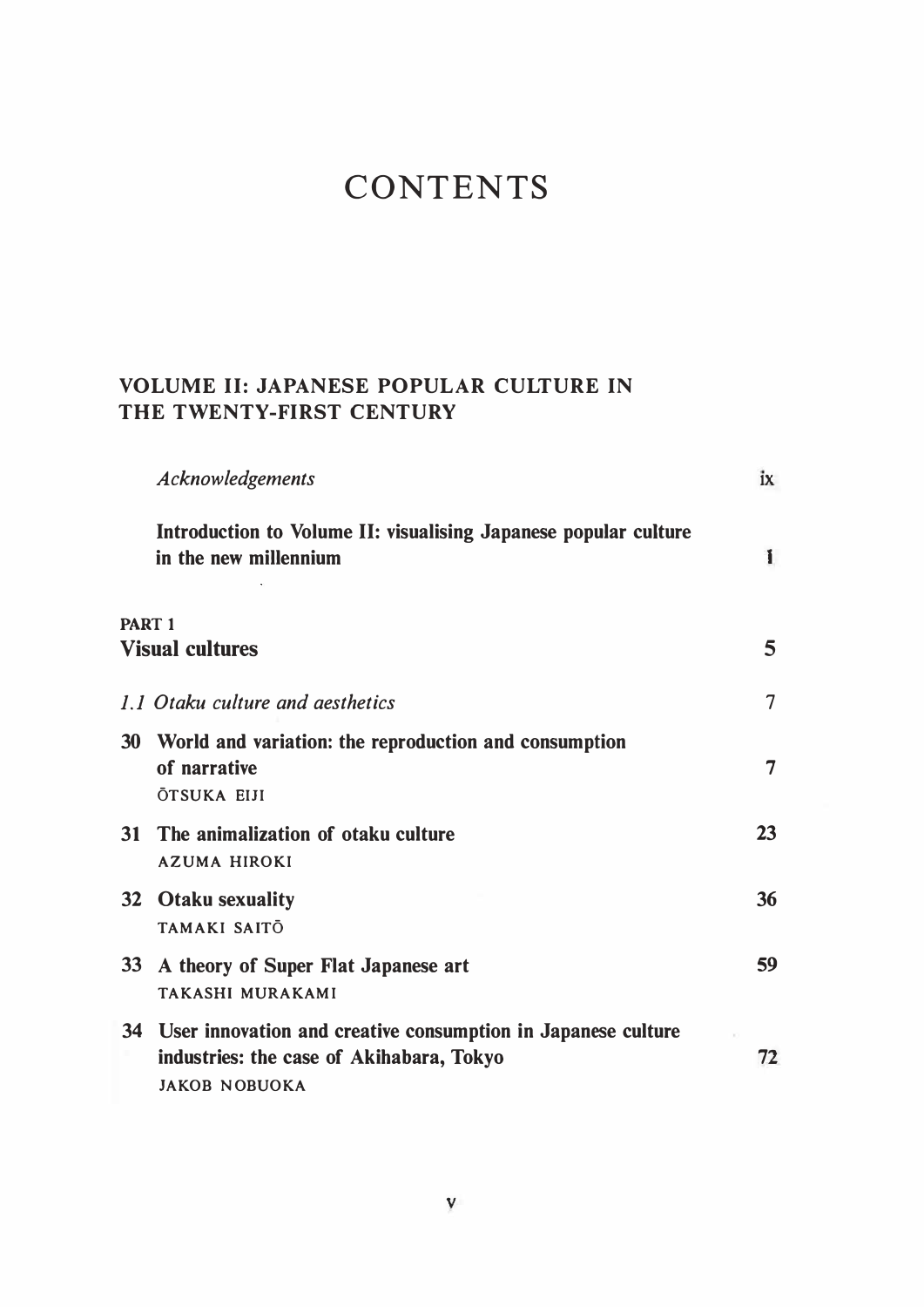# CONTENTS

## VOLUME II: JAPANESE POPULAR CULTURE IN THE TWENTY-FIRST CENTURY

*Acknowledgements* ix

**Introduction to Volume II: visualising Japanese popular culture in the new millennium** 1

**PART 1**

## Visual cultures 5

*1.1 Otaku culture and aesthetics* 7

**30 World and variation: the reproduction and consumption of narrative** 7
ŌTSUKA EIJI

**31 The animalization of otaku culture** 23
AZUMA HIROKI

**32 Otaku sexuality** 36
TAMAKI SAITŌ

**33 A theory of Super Flat Japanese art** 59
TAKASHI MURAKAMI

**34 User innovation and creative consumption in Japanese culture industries: the case of Akihabara, Tokyo** 72
JAKOB NOBUOKA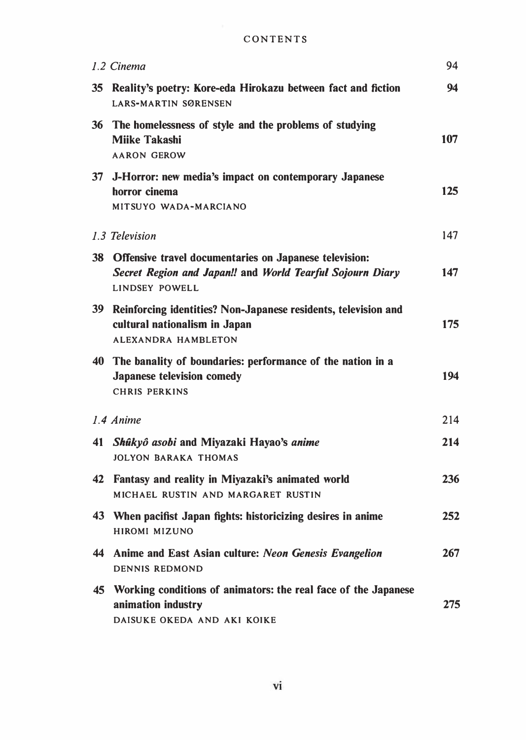*1.2 Cinema* 94

**35 Reality's poetry: Kore-eda Hirokazu between fact and fiction** **94**
LARS-MARTIN SØRENSEN

**36 The homelessness of style and the problems of studying Miike Takashi** **107**
AARON GEROW

**37 J-Horror: new media's impact on contemporary Japanese horror cinema** **125**
MITSUYO WADA-MARCIANO

*1.3 Television* 147

**38 Offensive travel documentaries on Japanese television: *Secret Region and Japan!!* and *World Tearful Sojourn Diary*** **147**
LINDSEY POWELL

**39 Reinforcing identities? Non-Japanese residents, television and cultural nationalism in Japan** **175**
ALEXANDRA HAMBLETON

**40 The banality of boundaries: performance of the nation in a Japanese television comedy** **194**
CHRIS PERKINS

*1.4 Anime* 214

**41 *Shûkyô asobi* and Miyazaki Hayao's *anime*** **214**
JOLYON BARAKA THOMAS

**42 Fantasy and reality in Miyazaki's animated world** **236**
MICHAEL RUSTIN AND MARGARET RUSTIN

**43 When pacifist Japan fights: historicizing desires in anime** **252**
HIROMI MIZUNO

**44 Anime and East Asian culture: *Neon Genesis Evangelion*** **267**
DENNIS REDMOND

**45 Working conditions of animators: the real face of the Japanese animation industry** **275**
DAISUKE OKEDA AND AKI KOIKE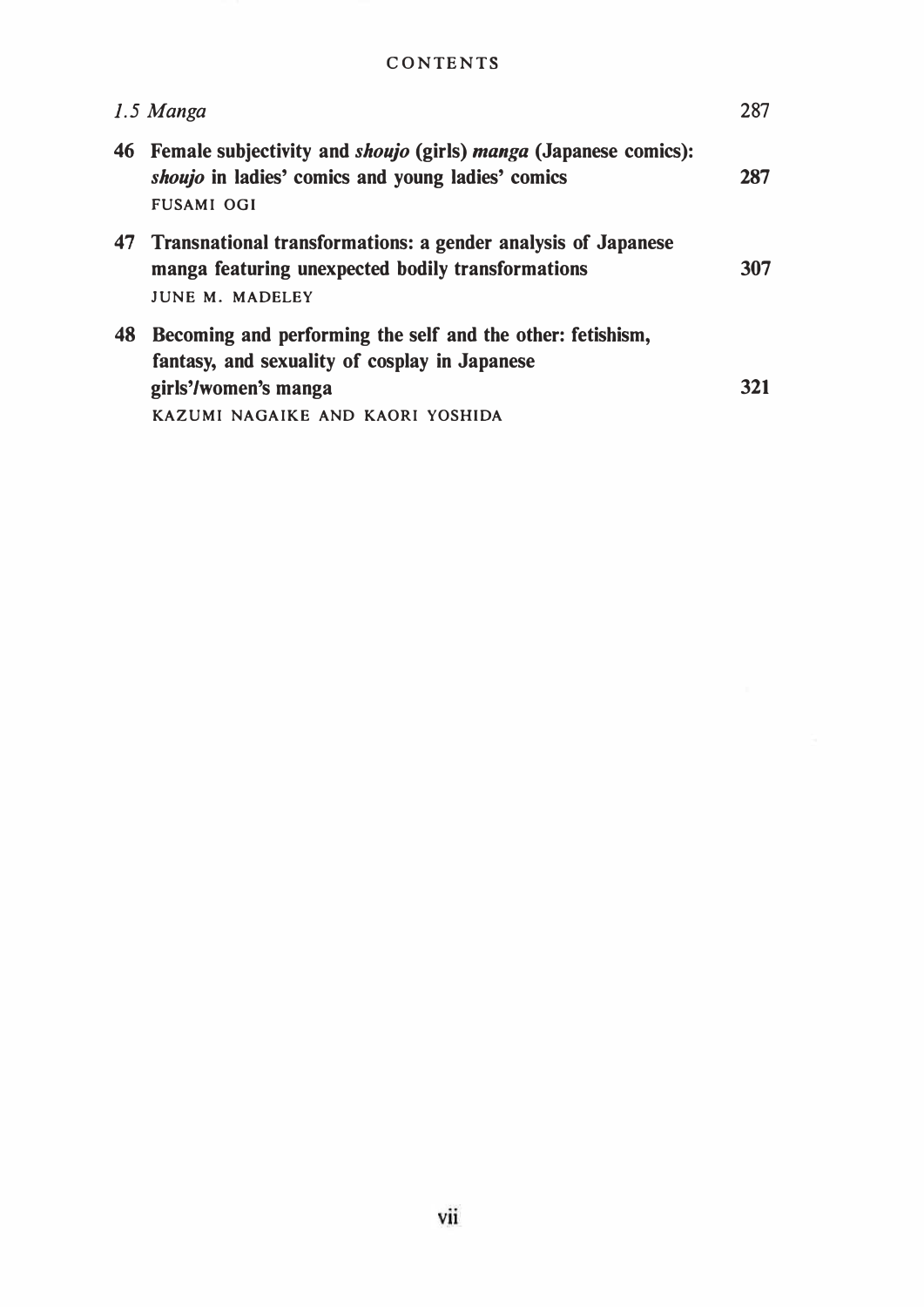*1.5 Manga* 287

**46 Female subjectivity and *shoujo* (girls) *manga* (Japanese comics): *shoujo* in ladies' comics and young ladies' comics** **287**
FUSAMI OGI

**47 Transnational transformations: a gender analysis of Japanese manga featuring unexpected bodily transformations** **307**
JUNE M. MADELEY

**48 Becoming and performing the self and the other: fetishism, fantasy, and sexuality of cosplay in Japanese girls'/women's manga** **321**
KAZUMI NAGAIKE AND KAORI YOSHIDA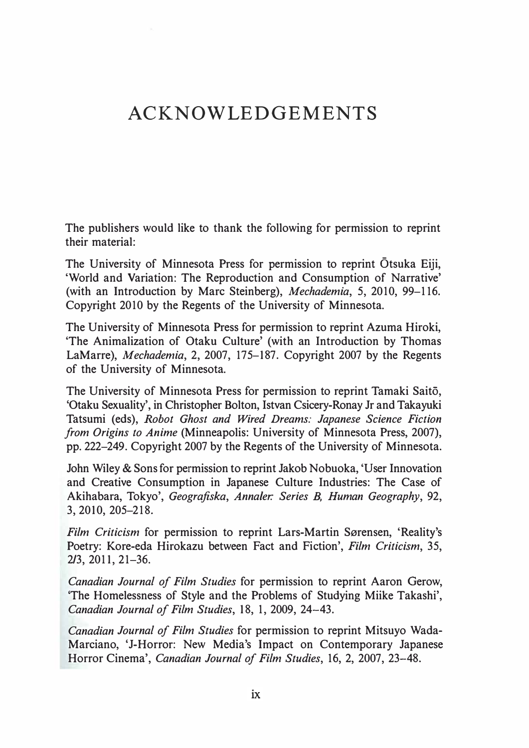# ACKNOWLEDGEMENTS

The publishers would like to thank the following for permission to reprint their material:

The University of Minnesota Press for permission to reprint Ōtsuka Eiji, 'World and Variation: The Reproduction and Consumption of Narrative' (with an Introduction by Marc Steinberg), *Mechademia*, 5, 2010, 99–116. Copyright 2010 by the Regents of the University of Minnesota.

The University of Minnesota Press for permission to reprint Azuma Hiroki, 'The Animalization of Otaku Culture' (with an Introduction by Thomas LaMarre), *Mechademia*, 2, 2007, 175–187. Copyright 2007 by the Regents of the University of Minnesota.

The University of Minnesota Press for permission to reprint Tamaki Saitō, 'Otaku Sexuality', in Christopher Bolton, Istvan Csicery-Ronay Jr and Takayuki Tatsumi (eds), *Robot Ghost and Wired Dreams: Japanese Science Fiction from Origins to Anime* (Minneapolis: University of Minnesota Press, 2007), pp. 222–249. Copyright 2007 by the Regents of the University of Minnesota.

John Wiley & Sons for permission to reprint Jakob Nobuoka, 'User Innovation and Creative Consumption in Japanese Culture Industries: The Case of Akihabara, Tokyo', *Geografiska, Annaler: Series B, Human Geography*, 92, 3, 2010, 205–218.

*Film Criticism* for permission to reprint Lars-Martin Sørensen, 'Reality's Poetry: Kore-eda Hirokazu between Fact and Fiction', *Film Criticism*, 35, 2/3, 2011, 21–36.

*Canadian Journal of Film Studies* for permission to reprint Aaron Gerow, 'The Homelessness of Style and the Problems of Studying Miike Takashi', *Canadian Journal of Film Studies*, 18, 1, 2009, 24–43.

*Canadian Journal of Film Studies* for permission to reprint Mitsuyo Wada-Marciano, 'J-Horror: New Media's Impact on Contemporary Japanese Horror Cinema', *Canadian Journal of Film Studies*, 16, 2, 2007, 23–48.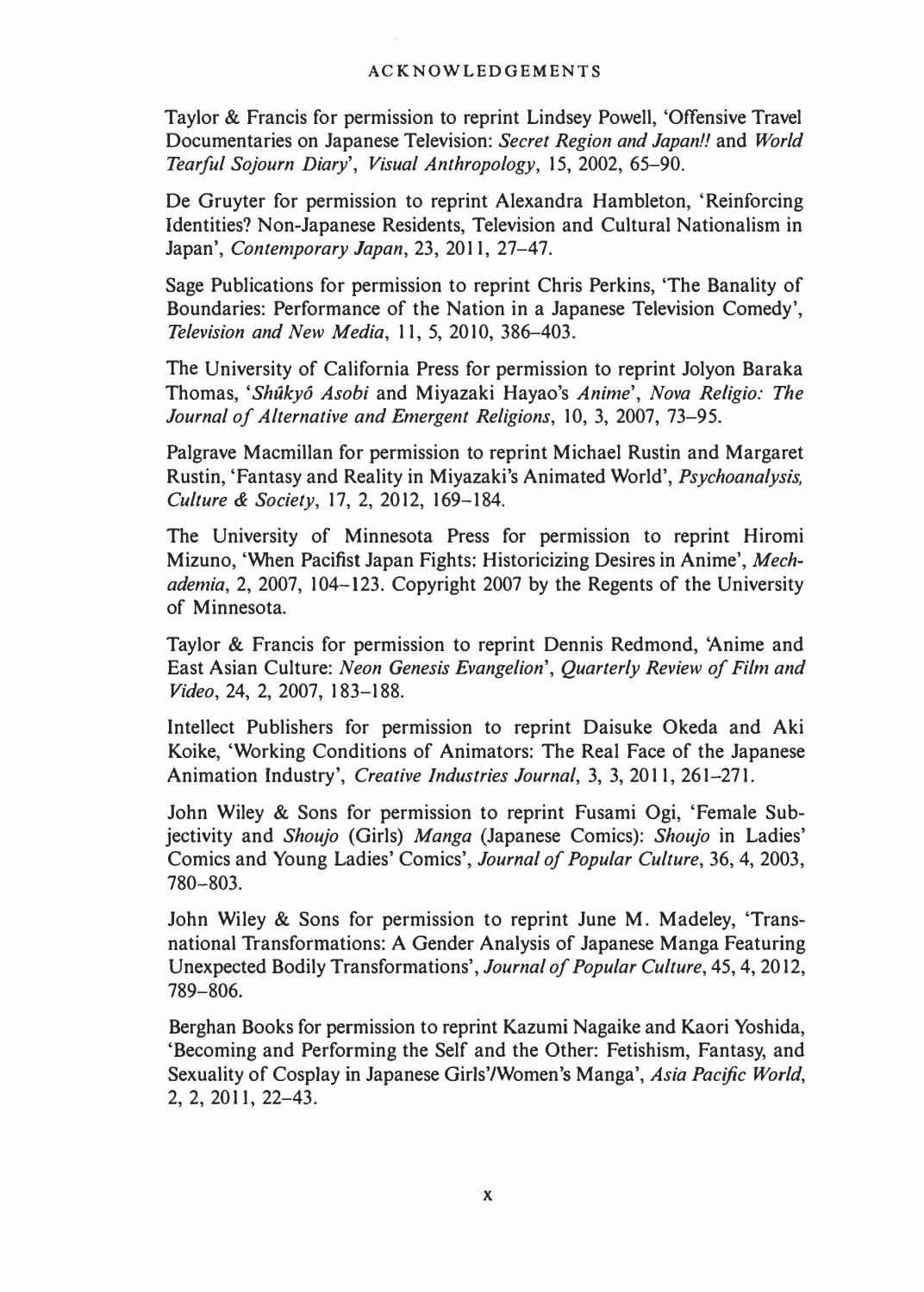Taylor & Francis for permission to reprint Lindsey Powell, 'Offensive Travel Documentaries on Japanese Television: *Secret Region and Japan!!* and *World Tearful Sojourn Diary*', *Visual Anthropology*, 15, 2002, 65–90.

De Gruyter for permission to reprint Alexandra Hambleton, 'Reinforcing Identities? Non-Japanese Residents, Television and Cultural Nationalism in Japan', *Contemporary Japan*, 23, 2011, 27–47.

Sage Publications for permission to reprint Chris Perkins, 'The Banality of Boundaries: Performance of the Nation in a Japanese Television Comedy', *Television and New Media*, 11, 5, 2010, 386–403.

The University of California Press for permission to reprint Jolyon Baraka Thomas, '*Shûkyô Asobi* and Miyazaki Hayao's *Anime*', *Nova Religio: The Journal of Alternative and Emergent Religions*, 10, 3, 2007, 73–95.

Palgrave Macmillan for permission to reprint Michael Rustin and Margaret Rustin, 'Fantasy and Reality in Miyazaki's Animated World', *Psychoanalysis, Culture & Society*, 17, 2, 2012, 169–184.

The University of Minnesota Press for permission to reprint Hiromi Mizuno, 'When Pacifist Japan Fights: Historicizing Desires in Anime', *Mechademia*, 2, 2007, 104–123. Copyright 2007 by the Regents of the University of Minnesota.

Taylor & Francis for permission to reprint Dennis Redmond, 'Anime and East Asian Culture: *Neon Genesis Evangelion*', *Quarterly Review of Film and Video*, 24, 2, 2007, 183–188.

Intellect Publishers for permission to reprint Daisuke Okeda and Aki Koike, 'Working Conditions of Animators: The Real Face of the Japanese Animation Industry', *Creative Industries Journal*, 3, 3, 2011, 261–271.

John Wiley & Sons for permission to reprint Fusami Ogi, 'Female Subjectivity and *Shoujo* (Girls) *Manga* (Japanese Comics): *Shoujo* in Ladies' Comics and Young Ladies' Comics', *Journal of Popular Culture*, 36, 4, 2003, 780–803.

John Wiley & Sons for permission to reprint June M. Madeley, 'Transnational Transformations: A Gender Analysis of Japanese Manga Featuring Unexpected Bodily Transformations', *Journal of Popular Culture*, 45, 4, 2012, 789–806.

Berghan Books for permission to reprint Kazumi Nagaike and Kaori Yoshida, 'Becoming and Performing the Self and the Other: Fetishism, Fantasy, and Sexuality of Cosplay in Japanese Girls'/Women's Manga', *Asia Pacific World*, 2, 2, 2011, 22–43.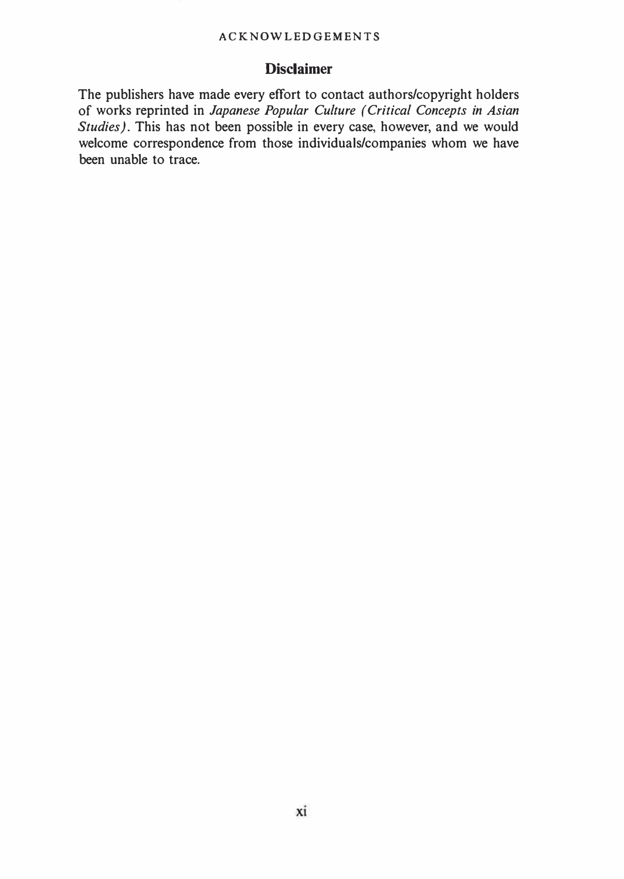## Disclaimer

The publishers have made every effort to contact authors/copyright holders of works reprinted in *Japanese Popular Culture (Critical Concepts in Asian Studies)*. This has not been possible in every case, however, and we would welcome correspondence from those individuals/companies whom we have been unable to trace.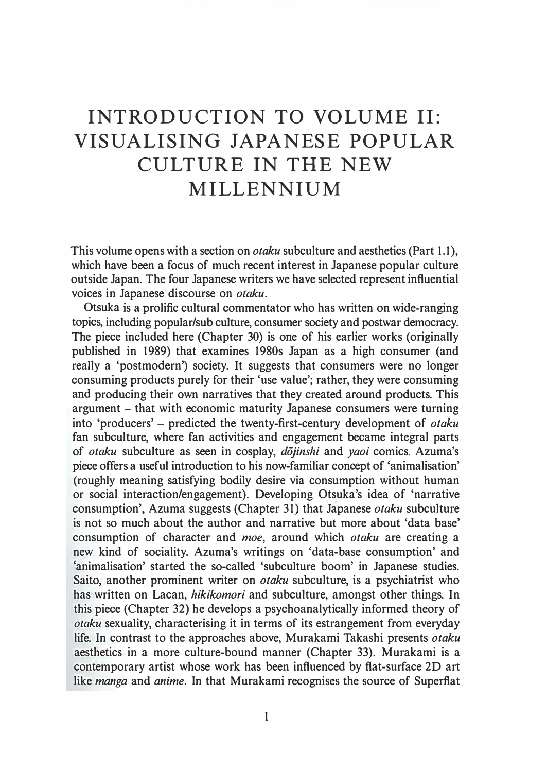# INTRODUCTION TO VOLUME II: VISUALISING JAPANESE POPULAR CULTURE IN THE NEW MILLENNIUM

This volume opens with a section on *otaku* subculture and aesthetics (Part 1.1), which have been a focus of much recent interest in Japanese popular culture outside Japan. The four Japanese writers we have selected represent influential voices in Japanese discourse on *otaku*.

Otsuka is a prolific cultural commentator who has written on wide-ranging topics, including popular/sub culture, consumer society and postwar democracy. The piece included here (Chapter 30) is one of his earlier works (originally published in 1989) that examines 1980s Japan as a high consumer (and really a 'postmodern') society. It suggests that consumers were no longer consuming products purely for their 'use value'; rather, they were consuming and producing their own narratives that they created around products. This argument – that with economic maturity Japanese consumers were turning into 'producers' – predicted the twenty-first-century development of *otaku* fan subculture, where fan activities and engagement became integral parts of *otaku* subculture as seen in cosplay, *dōjinshi* and *yaoi* comics. Azuma's piece offers a useful introduction to his now-familiar concept of 'animalisation' (roughly meaning satisfying bodily desire via consumption without human or social interaction/engagement). Developing Otsuka's idea of 'narrative consumption', Azuma suggests (Chapter 31) that Japanese *otaku* subculture is not so much about the author and narrative but more about 'data base' consumption of character and *moe*, around which *otaku* are creating a new kind of sociality. Azuma's writings on 'data-base consumption' and 'animalisation' started the so-called 'subculture boom' in Japanese studies. Saito, another prominent writer on *otaku* subculture, is a psychiatrist who has written on Lacan, *hikikomori* and subculture, amongst other things. In this piece (Chapter 32) he develops a psychoanalytically informed theory of *otaku* sexuality, characterising it in terms of its estrangement from everyday life. In contrast to the approaches above, Murakami Takashi presents *otaku* aesthetics in a more culture-bound manner (Chapter 33). Murakami is a contemporary artist whose work has been influenced by flat-surface 2D art like *manga* and *anime*. In that Murakami recognises the source of Superflat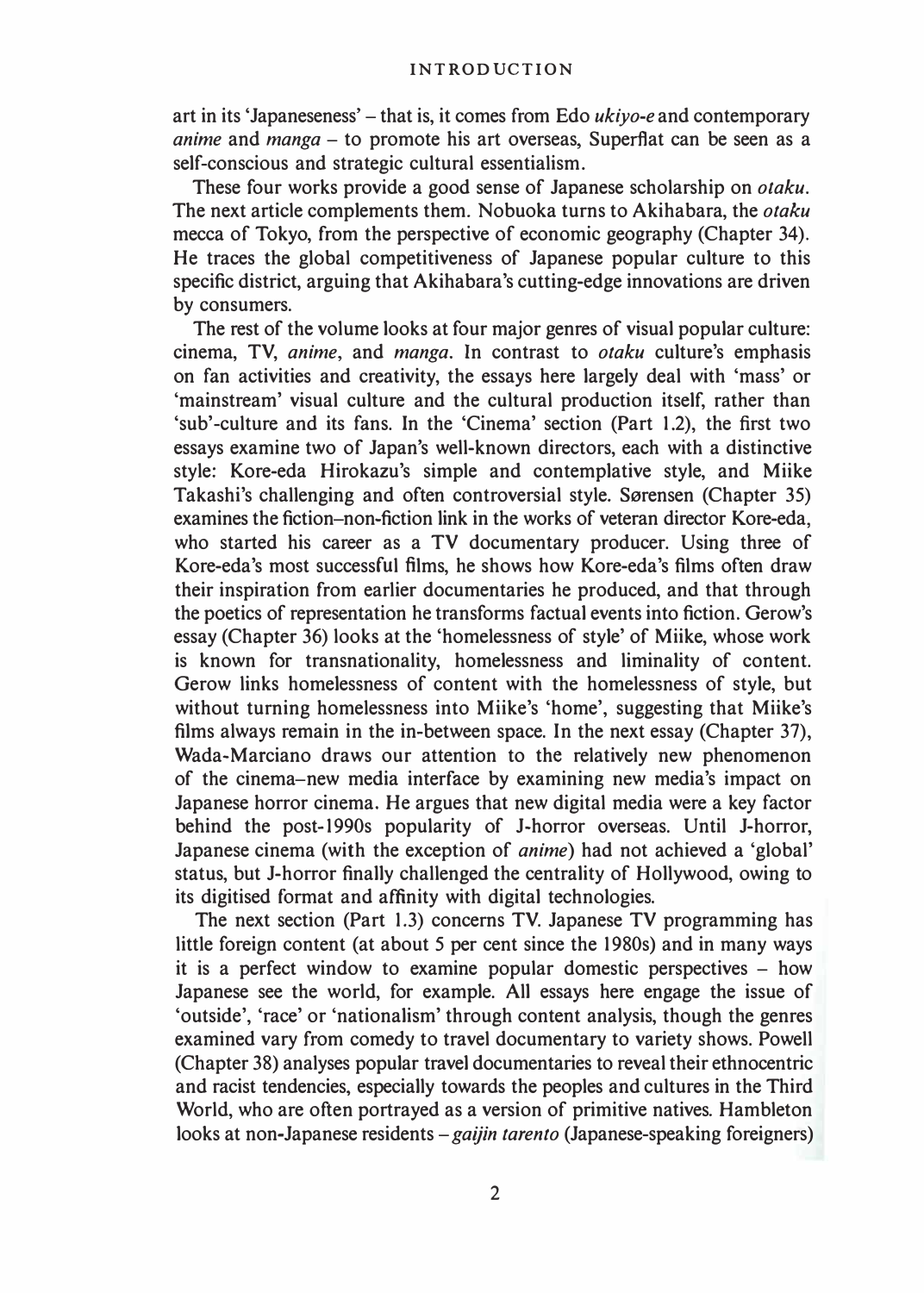art in its 'Japaneseness' – that is, it comes from Edo *ukiyo-e* and contemporary *anime* and *manga* – to promote his art overseas, Superflat can be seen as a self-conscious and strategic cultural essentialism.

These four works provide a good sense of Japanese scholarship on *otaku*. The next article complements them. Nobuoka turns to Akihabara, the *otaku* mecca of Tokyo, from the perspective of economic geography (Chapter 34). He traces the global competitiveness of Japanese popular culture to this specific district, arguing that Akihabara's cutting-edge innovations are driven by consumers.

The rest of the volume looks at four major genres of visual popular culture: cinema, TV, *anime*, and *manga*. In contrast to *otaku* culture's emphasis on fan activities and creativity, the essays here largely deal with 'mass' or 'mainstream' visual culture and the cultural production itself, rather than 'sub'-culture and its fans. In the 'Cinema' section (Part 1.2), the first two essays examine two of Japan's well-known directors, each with a distinctive style: Kore-eda Hirokazu's simple and contemplative style, and Miike Takashi's challenging and often controversial style. Sørensen (Chapter 35) examines the fiction–non-fiction link in the works of veteran director Kore-eda, who started his career as a TV documentary producer. Using three of Kore-eda's most successful films, he shows how Kore-eda's films often draw their inspiration from earlier documentaries he produced, and that through the poetics of representation he transforms factual events into fiction. Gerow's essay (Chapter 36) looks at the 'homelessness of style' of Miike, whose work is known for transnationality, homelessness and liminality of content. Gerow links homelessness of content with the homelessness of style, but without turning homelessness into Miike's 'home', suggesting that Miike's films always remain in the in-between space. In the next essay (Chapter 37), Wada-Marciano draws our attention to the relatively new phenomenon of the cinema–new media interface by examining new media's impact on Japanese horror cinema. He argues that new digital media were a key factor behind the post-1990s popularity of J-horror overseas. Until J-horror, Japanese cinema (with the exception of *anime*) had not achieved a 'global' status, but J-horror finally challenged the centrality of Hollywood, owing to its digitised format and affinity with digital technologies.

The next section (Part 1.3) concerns TV. Japanese TV programming has little foreign content (at about 5 per cent since the 1980s) and in many ways it is a perfect window to examine popular domestic perspectives – how Japanese see the world, for example. All essays here engage the issue of 'outside', 'race' or 'nationalism' through content analysis, though the genres examined vary from comedy to travel documentary to variety shows. Powell (Chapter 38) analyses popular travel documentaries to reveal their ethnocentric and racist tendencies, especially towards the peoples and cultures in the Third World, who are often portrayed as a version of primitive natives. Hambleton looks at non-Japanese residents – *gaijin tarento* (Japanese-speaking foreigners)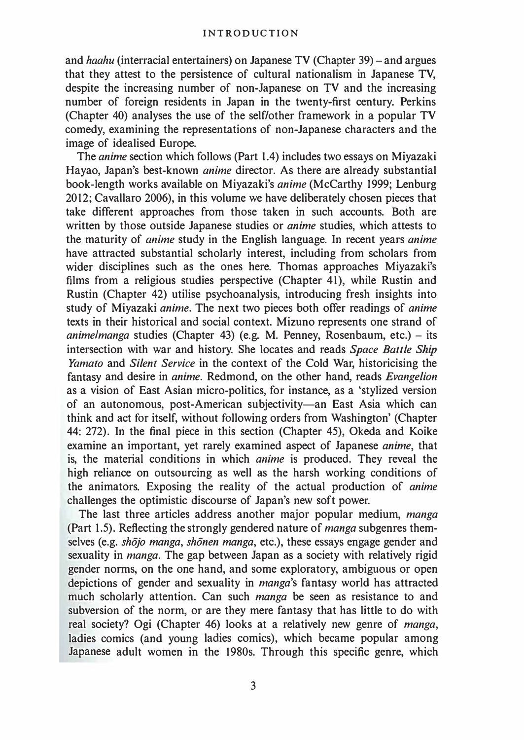and *haahu* (interracial entertainers) on Japanese TV (Chapter 39) – and argues that they attest to the persistence of cultural nationalism in Japanese TV, despite the increasing number of non-Japanese on TV and the increasing number of foreign residents in Japan in the twenty-first century. Perkins (Chapter 40) analyses the use of the self/other framework in a popular TV comedy, examining the representations of non-Japanese characters and the image of idealised Europe.

The *anime* section which follows (Part 1.4) includes two essays on Miyazaki Hayao, Japan's best-known *anime* director. As there are already substantial book-length works available on Miyazaki's *anime* (McCarthy 1999; Lenburg 2012; Cavallaro 2006), in this volume we have deliberately chosen pieces that take different approaches from those taken in such accounts. Both are written by those outside Japanese studies or *anime* studies, which attests to the maturity of *anime* study in the English language. In recent years *anime* have attracted substantial scholarly interest, including from scholars from wider disciplines such as the ones here. Thomas approaches Miyazaki's films from a religious studies perspective (Chapter 41), while Rustin and Rustin (Chapter 42) utilise psychoanalysis, introducing fresh insights into study of Miyazaki *anime*. The next two pieces both offer readings of *anime* texts in their historical and social context. Mizuno represents one strand of *anime/manga* studies (Chapter 43) (e.g. M. Penney, Rosenbaum, etc.) – its intersection with war and history. She locates and reads *Space Battle Ship Yamato* and *Silent Service* in the context of the Cold War, historicising the fantasy and desire in *anime*. Redmond, on the other hand, reads *Evangelion* as a vision of East Asian micro-politics, for instance, as a 'stylized version of an autonomous, post-American subjectivity—an East Asia which can think and act for itself, without following orders from Washington' (Chapter 44: 272). In the final piece in this section (Chapter 45), Okeda and Koike examine an important, yet rarely examined aspect of Japanese *anime*, that is, the material conditions in which *anime* is produced. They reveal the high reliance on outsourcing as well as the harsh working conditions of the animators. Exposing the reality of the actual production of *anime* challenges the optimistic discourse of Japan's new soft power.

The last three articles address another major popular medium, *manga* (Part 1.5). Reflecting the strongly gendered nature of *manga* subgenres themselves (e.g. *shōjo manga*, *shōnen manga*, etc.), these essays engage gender and sexuality in *manga*. The gap between Japan as a society with relatively rigid gender norms, on the one hand, and some exploratory, ambiguous or open depictions of gender and sexuality in *manga*'s fantasy world has attracted much scholarly attention. Can such *manga* be seen as resistance to and subversion of the norm, or are they mere fantasy that has little to do with real society? Ogi (Chapter 46) looks at a relatively new genre of *manga*, ladies comics (and young ladies comics), which became popular among Japanese adult women in the 1980s. Through this specific genre, which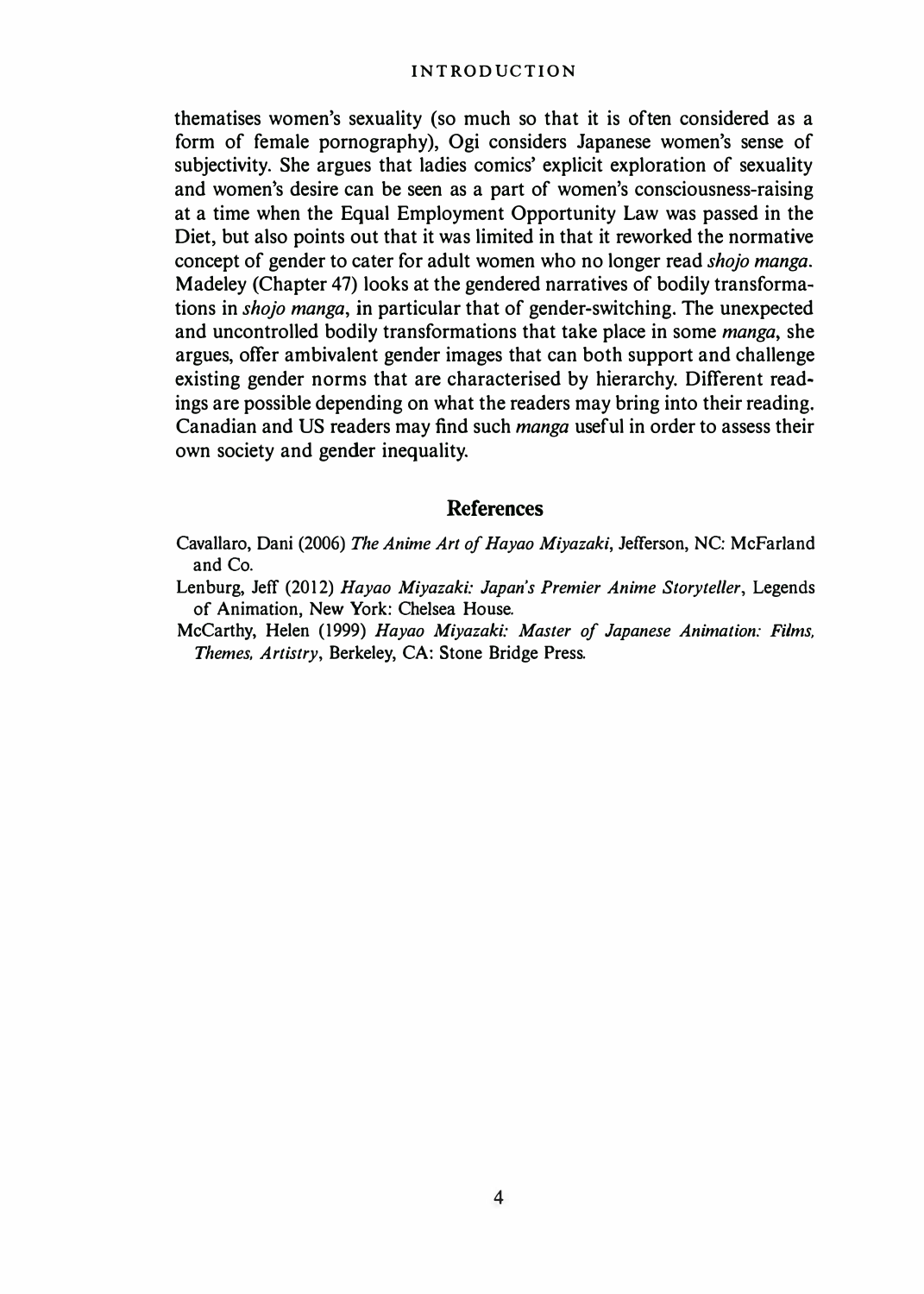thematises women's sexuality (so much so that it is often considered as a form of female pornography), Ogi considers Japanese women's sense of subjectivity. She argues that ladies comics' explicit exploration of sexuality and women's desire can be seen as a part of women's consciousness-raising at a time when the Equal Employment Opportunity Law was passed in the Diet, but also points out that it was limited in that it reworked the normative concept of gender to cater for adult women who no longer read *shojo manga*. Madeley (Chapter 47) looks at the gendered narratives of bodily transformations in *shojo manga*, in particular that of gender-switching. The unexpected and uncontrolled bodily transformations that take place in some *manga*, she argues, offer ambivalent gender images that can both support and challenge existing gender norms that are characterised by hierarchy. Different readings are possible depending on what the readers may bring into their reading. Canadian and US readers may find such *manga* useful in order to assess their own society and gender inequality.

## References

Cavallaro, Dani (2006) *The Anime Art of Hayao Miyazaki*, Jefferson, NC: McFarland and Co.

Lenburg, Jeff (2012) *Hayao Miyazaki: Japan's Premier Anime Storyteller*, Legends of Animation, New York: Chelsea House.

McCarthy, Helen (1999) *Hayao Miyazaki: Master of Japanese Animation: Films, Themes, Artistry*, Berkeley, CA: Stone Bridge Press.